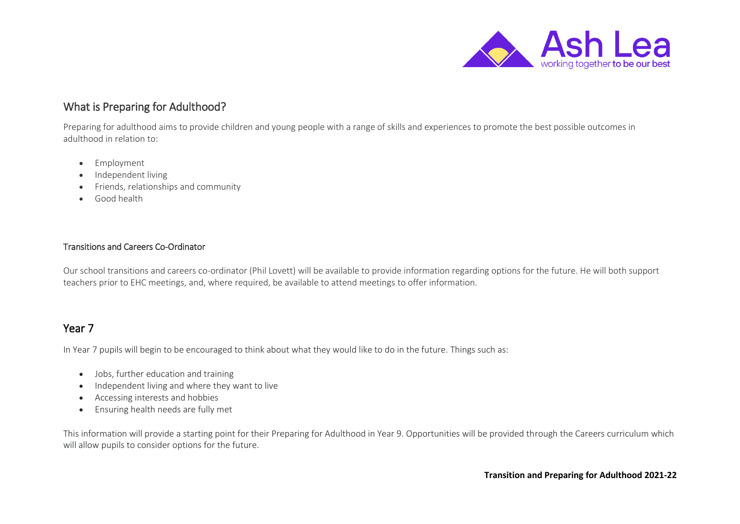## What is Preparing for Adulthood?

Preparing for adulthood aims to provide children and young people with a range of skills and experiences to promote the best possible outcomes in adulthood in relation to:

- Employment
- Independent living
- Friends, relationships and community
- Good health

### Transitions and Careers Co-Ordinator

Our school transitions and careers co-ordinator (Phil Lovett) will be available to provide information regarding options for the future. He will both support teachers prior to EHC meetings, and, where required, be available to attend meetings to offer information.

## Year 7

In Year 7 pupils will begin to be encouraged to think about what they would like to do in the future. Things such as:

- Jobs, further education and training
- Independent living and where they want to live
- Accessing interests and hobbies
- Ensuring health needs are fully met

This information will provide a starting point for their Preparing for Adulthood in Year 9. Opportunities will be provided through the Careers curriculum which will allow pupils to consider options for the future.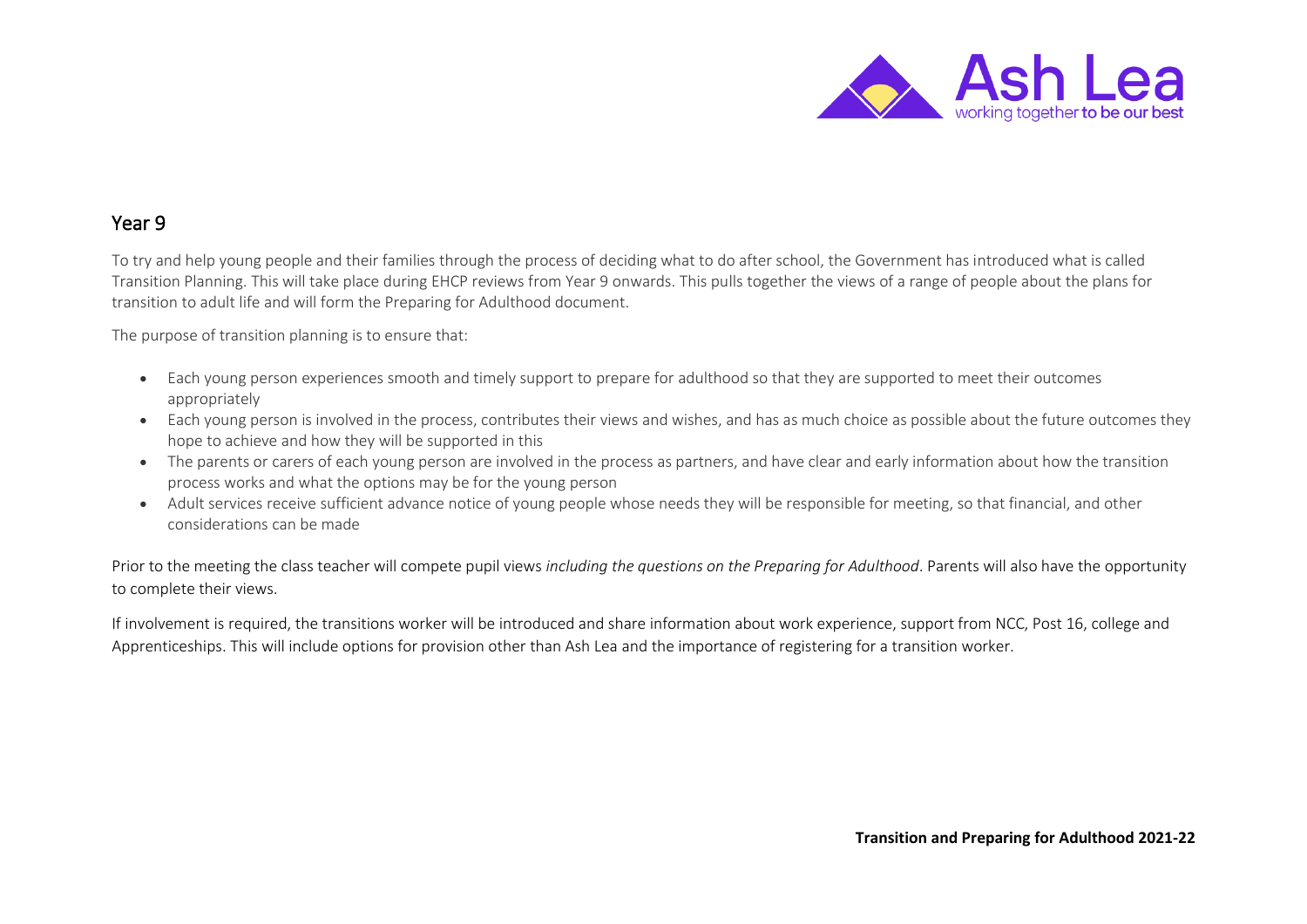## Year 9

To try and help young people and their families through the process of deciding what to do after school, the Government has introduced what is called Transition Planning. This will take place during EHCP reviews from Year 9 onwards. This pulls together the views of a range of people about the plans for transition to adult life and will form the Preparing for Adulthood document.

The purpose of transition planning is to ensure that:

- Each young person experiences smooth and timely support to prepare for adulthood so that they are supported to meet their outcomes appropriately
- Each young person is involved in the process, contributes their views and wishes, and has as much choice as possible about the future outcomes they hope to achieve and how they will be supported in this
- The parents or carers of each young person are involved in the process as partners, and have clear and early information about how the transition process works and what the options may be for the young person
- Adult services receive sufficient advance notice of young people whose needs they will be responsible for meeting, so that financial, and other considerations can be made

Prior to the meeting the class teacher will compete pupil views *including the questions on the Preparing for Adulthood*. Parents will also have the opportunity to complete their views.

If involvement is required, the transitions worker will be introduced and share information about work experience, support from NCC, Post 16, college and Apprenticeships. This will include options for provision other than Ash Lea and the importance of registering for a transition worker.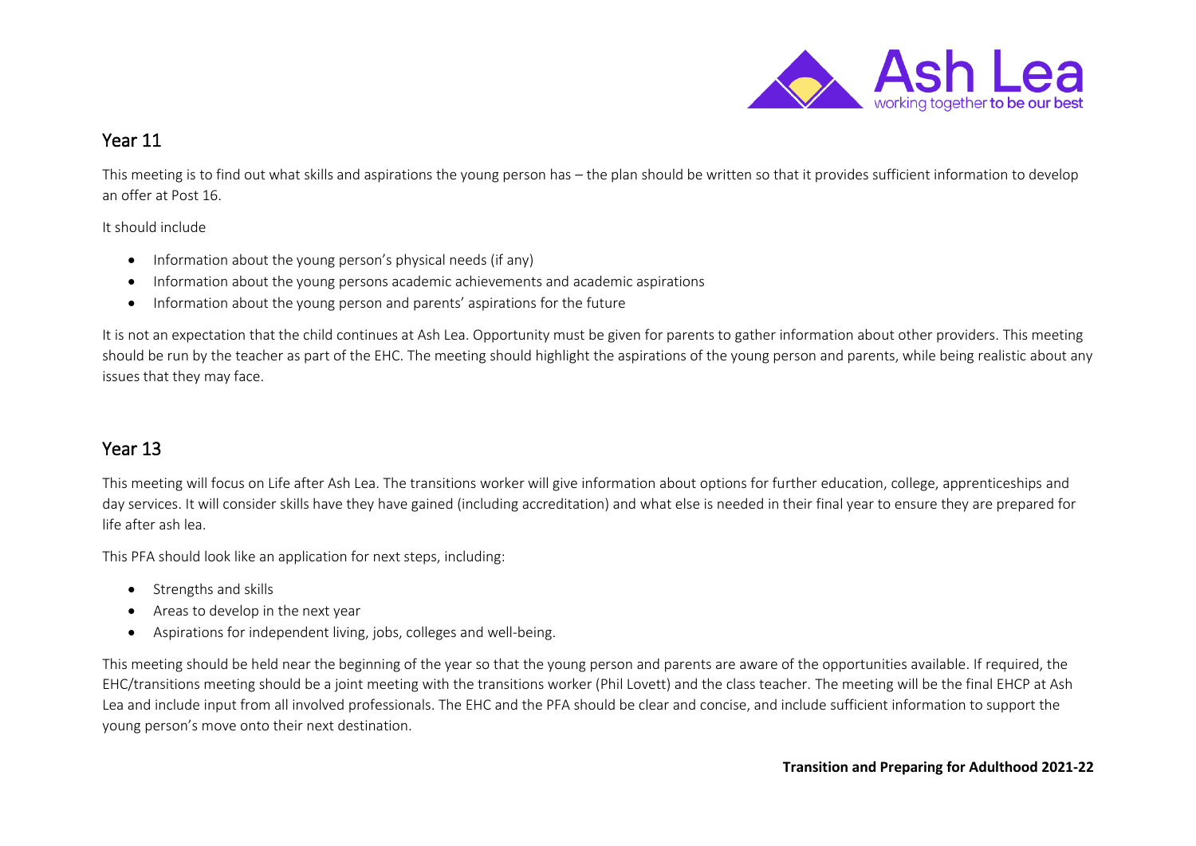## Year 11

This meeting is to find out what skills and aspirations the young person has – the plan should be written so that it provides sufficient information to develop an offer at Post 16.

It should include

- Information about the young person's physical needs (if any)
- Information about the young persons academic achievements and academic aspirations
- Information about the young person and parents' aspirations for the future

It is not an expectation that the child continues at Ash Lea. Opportunity must be given for parents to gather information about other providers. This meeting should be run by the teacher as part of the EHC. The meeting should highlight the aspirations of the young person and parents, while being realistic about any issues that they may face.

## Year 13

This meeting will focus on Life after Ash Lea. The transitions worker will give information about options for further education, college, apprenticeships and day services. It will consider skills have they have gained (including accreditation) and what else is needed in their final year to ensure they are prepared for life after ash lea.

This PFA should look like an application for next steps, including:

- Strengths and skills
- Areas to develop in the next year
- Aspirations for independent living, jobs, colleges and well-being.

This meeting should be held near the beginning of the year so that the young person and parents are aware of the opportunities available. If required, the EHC/transitions meeting should be a joint meeting with the transitions worker (Phil Lovett) and the class teacher. The meeting will be the final EHCP at Ash Lea and include input from all involved professionals. The EHC and the PFA should be clear and concise, and include sufficient information to support the young person's move onto their next destination.